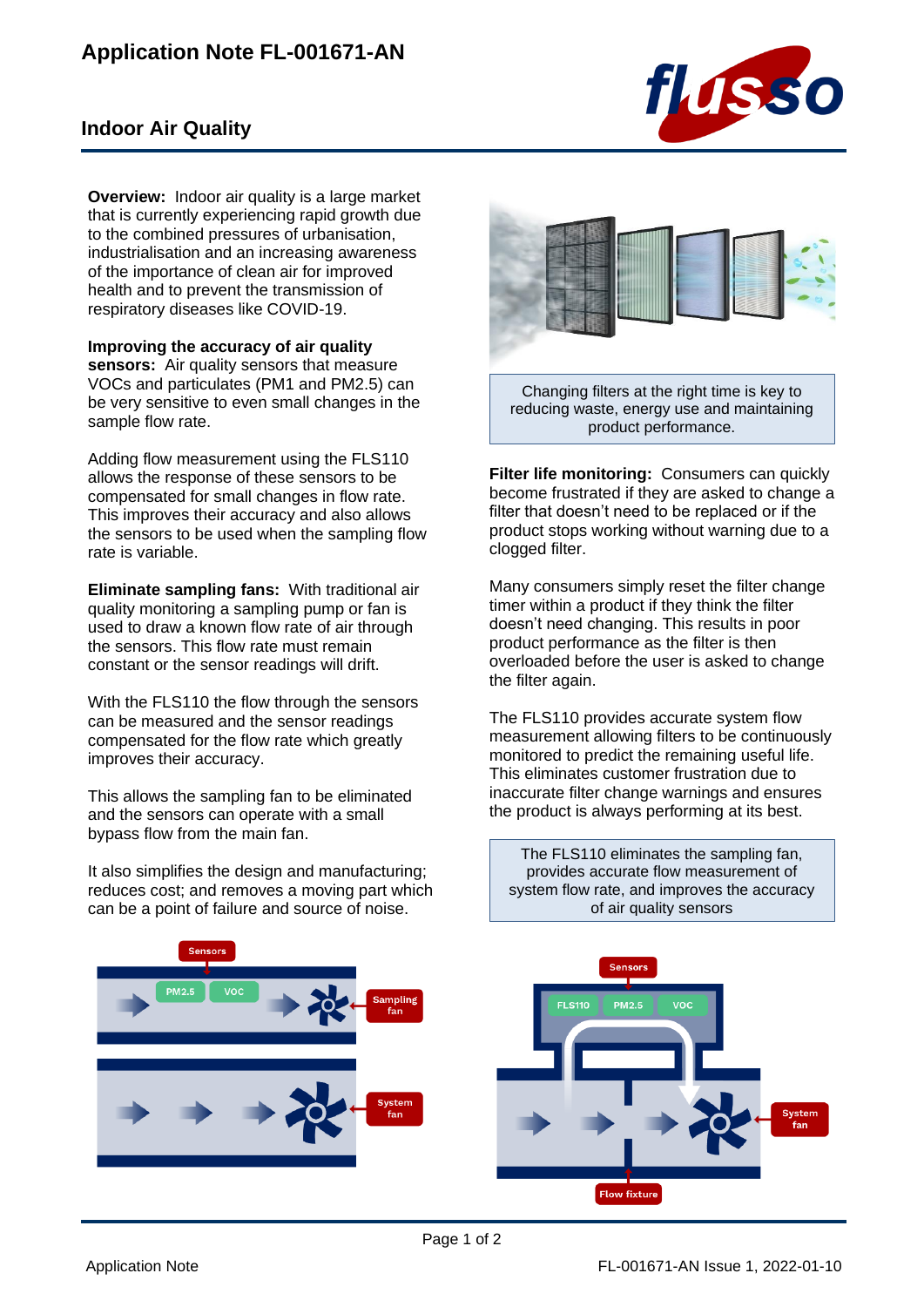# Application Note FL-001671-AN

## Indoor Air Quality

**Overview:** Indoor air quality is a large market that is currently experiencing rapid growth due to the combined pressures of urbanisation, industrialisation and an increasing awareness of the importance of clean air for improved health and to prevent the transmission of respiratory diseases like COVID-19.

**Improving the accuracy of air quality sensors:** Air quality sensors that measure VOCs and particulates (PM1 and PM2.5) can be very sensitive to even small changes in the sample flow rate.

Adding flow measurement using the FLS110 allows the response of these sensors to be compensated for small changes in flow rate. This improves their accuracy and also allows the sensors to be used when the sampling flow rate is variable.

**Eliminate sampling fans:** With traditional air quality monitoring a sampling pump or fan is used to draw a known flow rate of air through the sensors. This flow rate must remain constant or the sensor readings will drift.

With the FLS110 the flow through the sensors can be measured and the sensor readings compensated for the flow rate which greatly improves their accuracy.

This allows the sampling fan to be eliminated and the sensors can operate with a small bypass flow from the main fan.

It also simplifies the design and manufacturing; reduces cost; and removes a moving part which can be a point of failure and source of noise.

Changing filters at the right time is key to reducing waste, energy use and maintaining product performance.

**Filter life monitoring:** Consumers can quickly become frustrated if they are asked to change a filter that doesn't need to be replaced or if the product stops working without warning due to a clogged filter.

Many consumers simply reset the filter change timer within a product if they think the filter doesn't need changing. This results in poor product performance as the filter is then overloaded before the user is asked to change the filter again.

The FLS110 provides accurate system flow measurement allowing filters to be continuously monitored to predict the remaining useful life. This eliminates customer frustration due to inaccurate filter change warnings and ensures the product is always performing at its best.

The FLS110 eliminates the sampling fan, provides accurate flow measurement of system flow rate, and improves the accuracy of air quality sensors

Sensors — PM2.5, VOC — Sampling fan — System fan

Sensors — FLS110, PM2.5, VOC — System fan — Flow fixture

Application Note FL-001671-AN Issue 1, 2022-01-10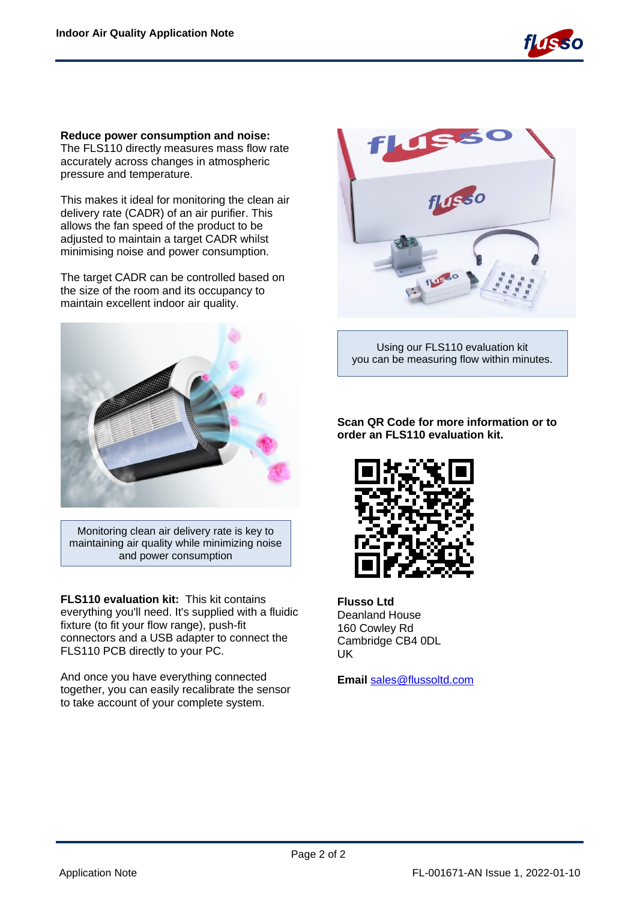**Reduce power consumption and noise:**
The FLS110 directly measures mass flow rate accurately across changes in atmospheric pressure and temperature.

This makes it ideal for monitoring the clean air delivery rate (CADR) of an air purifier. This allows the fan speed of the product to be adjusted to maintain a target CADR whilst minimising noise and power consumption.

The target CADR can be controlled based on the size of the room and its occupancy to maintain excellent indoor air quality.

Monitoring clean air delivery rate is key to maintaining air quality while minimizing noise and power consumption

**FLS110 evaluation kit:** This kit contains everything you'll need. It's supplied with a fluidic fixture (to fit your flow range), push-fit connectors and a USB adapter to connect the FLS110 PCB directly to your PC.

And once you have everything connected together, you can easily recalibrate the sensor to take account of your complete system.

Using our FLS110 evaluation kit you can be measuring flow within minutes.

**Scan QR Code for more information or to order an FLS110 evaluation kit.**

**Flusso Ltd**
Deanland House
160 Cowley Rd
Cambridge CB4 0DL
UK

**Email** sales@flussoltd.com